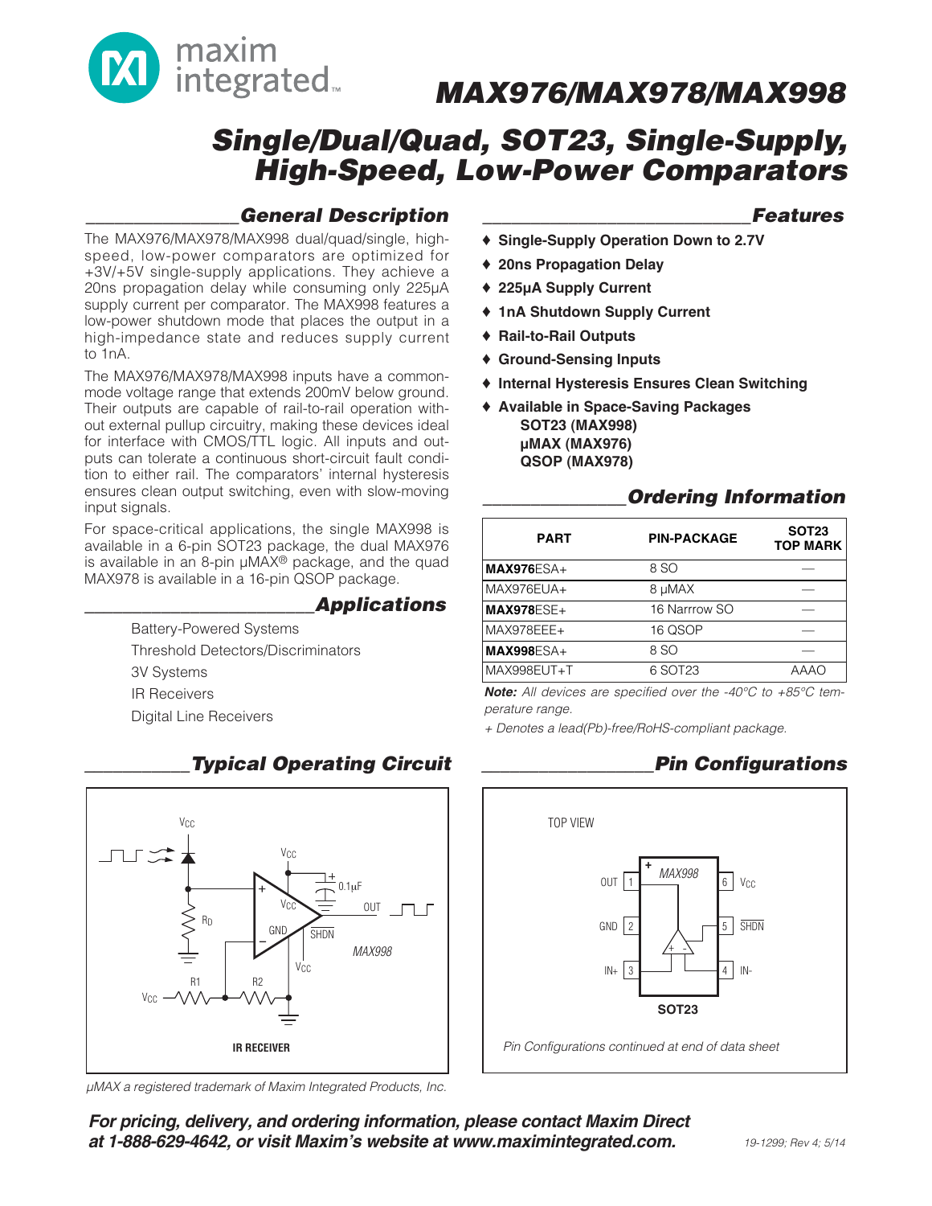# MAX976/MAX978/MAX998

## Single/Dual/Quad, SOT23, Single-Supply, High-Speed, Low-Power Comparators

## General Description

The MAX976/MAX978/MAX998 dual/quad/single, high-speed, low-power comparators are optimized for +3V/+5V single-supply applications. They achieve a 20ns propagation delay while consuming only 225µA supply current per comparator. The MAX998 features a low-power shutdown mode that places the output in a high-impedance state and reduces supply current to 1nA.

The MAX976/MAX978/MAX998 inputs have a common-mode voltage range that extends 200mV below ground. Their outputs are capable of rail-to-rail operation without external pullup circuitry, making these devices ideal for interface with CMOS/TTL logic. All inputs and outputs can tolerate a continuous short-circuit fault condition to either rail. The comparators' internal hysteresis ensures clean output switching, even with slow-moving input signals.

For space-critical applications, the single MAX998 is available in a 6-pin SOT23 package, the dual MAX976 is available in an 8-pin µMAX® package, and the quad MAX978 is available in a 16-pin QSOP package.

## Applications

- Battery-Powered Systems
- Threshold Detectors/Discriminators
- 3V Systems
- IR Receivers
- Digital Line Receivers

## Features

- ♦ **Single-Supply Operation Down to 2.7V**
- ♦ **20ns Propagation Delay**
- ♦ **225µA Supply Current**
- ♦ **1nA Shutdown Supply Current**
- ♦ **Rail-to-Rail Outputs**
- ♦ **Ground-Sensing Inputs**
- ♦ **Internal Hysteresis Ensures Clean Switching**
- ♦ **Available in Space-Saving Packages**
  - **SOT23 (MAX998)**
  - **µMAX (MAX976)**
  - **QSOP (MAX978)**

## Ordering Information

| PART | PIN-PACKAGE | SOT23 TOP MARK |
|---|---|---|
| **MAX976**ESA+ | 8 SO | — |
| MAX976EUA+ | 8 µMAX | — |
| **MAX978**ESE+ | 16 Narrrow SO | — |
| MAX978EEE+ | 16 QSOP | — |
| **MAX998**ESA+ | 8 SO | — |
| MAX998EUT+T | 6 SOT23 | AAAO |

***Note:** All devices are specified over the -40°C to +85°C temperature range.*

*+ Denotes a lead(Pb)-free/RoHS-compliant package.*

## Typical Operating Circuit

**IR RECEIVER**

## Pin Configurations

TOP VIEW

MAX998 — SOT23: 1 OUT, 2 GND, 3 IN+, 4 IN-, 5 $\overline{\text{SHDN}}$, 6 $V_{CC}$

*Pin Configurations continued at end of data sheet*

*µMAX a registered trademark of Maxim Integrated Products, Inc.*

***For pricing, delivery, and ordering information, please contact Maxim Direct at 1-888-629-4642, or visit Maxim's website at www.maximintegrated.com.***

19-1299; Rev 4; 5/14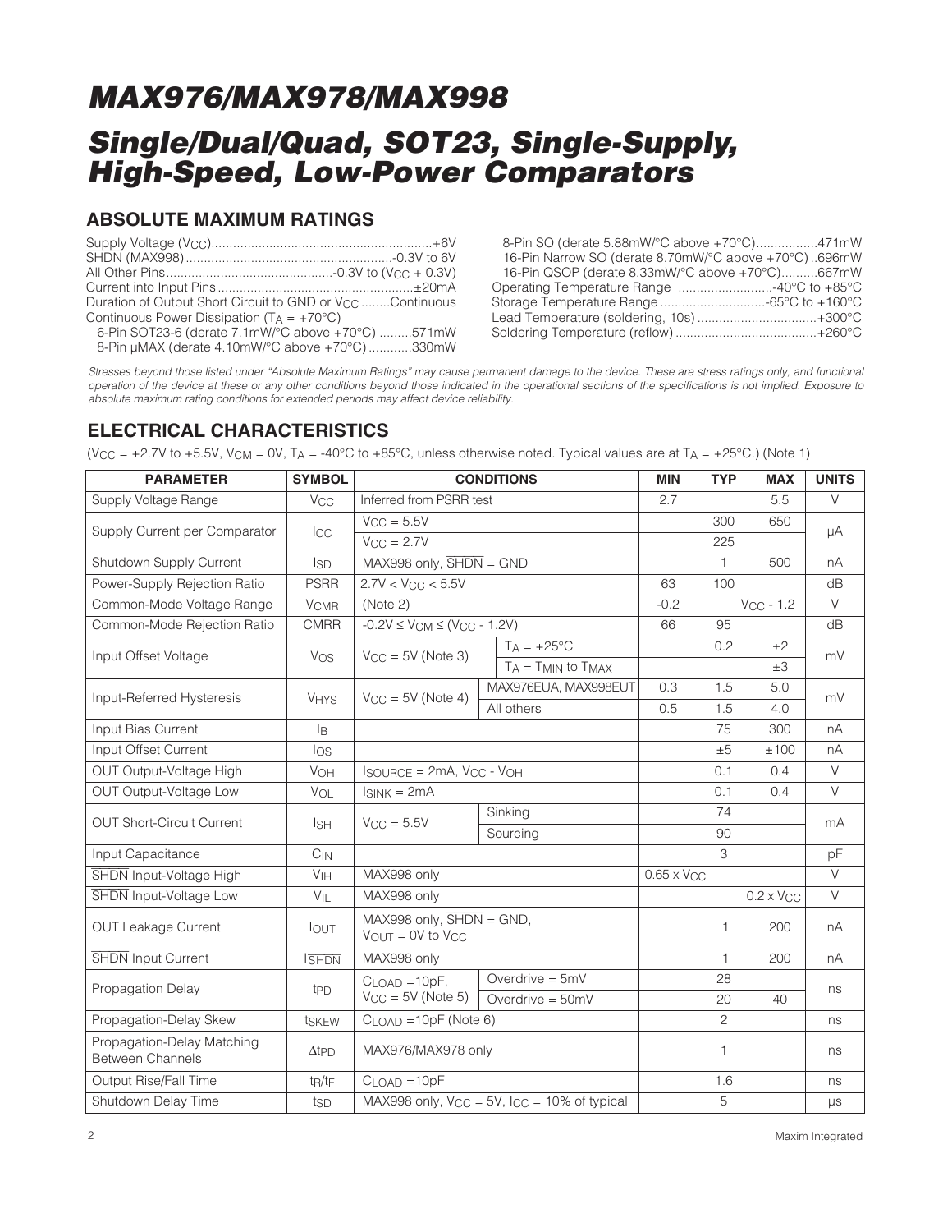# MAX976/MAX978/MAX998

# Single/Dual/Quad, SOT23, Single-Supply, High-Speed, Low-Power Comparators

## ABSOLUTE MAXIMUM RATINGS

Supply Voltage ($V_{CC}$)....................................................+6V
$\overline{SHDN}$ (MAX998)....................................................-0.3V to 6V
All Other Pins.......................................-0.3V to ($V_{CC}$ + 0.3V)
Current into Input Pins.................................................±20mA
Duration of Output Short Circuit to GND or $V_{CC}$ ........Continuous
Continuous Power Dissipation ($T_A$ = +70°C)
6-Pin SOT23-6 (derate 7.1mW/°C above +70°C) .........571mW
8-Pin µMAX (derate 4.10mW/°C above +70°C) ............330mW
8-Pin SO (derate 5.88mW/°C above +70°C).................471mW
16-Pin Narrow SO (derate 8.70mW/°C above +70°C) ..696mW
16-Pin QSOP (derate 8.33mW/°C above +70°C)..........667mW
Operating Temperature Range ..........................-40°C to +85°C
Storage Temperature Range .............................-65°C to +160°C
Lead Temperature (soldering, 10s) .................................+300°C
Soldering Temperature (reflow) .......................................+260°C

*Stresses beyond those listed under "Absolute Maximum Ratings" may cause permanent damage to the device. These are stress ratings only, and functional operation of the device at these or any other conditions beyond those indicated in the operational sections of the specifications is not implied. Exposure to absolute maximum rating conditions for extended periods may affect device reliability.*

## ELECTRICAL CHARACTERISTICS

($V_{CC}$ = +2.7V to +5.5V, $V_{CM}$ = 0V, $T_A$ = -40°C to +85°C, unless otherwise noted. Typical values are at $T_A$ = +25°C.) (Note 1)

| PARAMETER | SYMBOL | CONDITIONS | | MIN | TYP | MAX | UNITS |
|---|---|---|---|---|---|---|---|
| Supply Voltage Range | $V_{CC}$ | Inferred from PSRR test | | 2.7 | | 5.5 | V |
| Supply Current per Comparator | $I_{CC}$ | $V_{CC}$ = 5.5V | | | 300 | 650 | µA |
| | | $V_{CC}$ = 2.7V | | | 225 | | |
| Shutdown Supply Current | $I_{SD}$ | MAX998 only, $\overline{SHDN}$ = GND | | | 1 | 500 | nA |
| Power-Supply Rejection Ratio | PSRR | 2.7V < $V_{CC}$ < 5.5V | | 63 | 100 | | dB |
| Common-Mode Voltage Range | $V_{CMR}$ | (Note 2) | | -0.2 | | $V_{CC}$ - 1.2 | V |
| Common-Mode Rejection Ratio | CMRR | -0.2V ≤ $V_{CM}$ ≤ ($V_{CC}$ - 1.2V) | | 66 | 95 | | dB |
| Input Offset Voltage | $V_{OS}$ | $V_{CC}$ = 5V (Note 3) | $T_A$ = +25°C | | 0.2 | ±2 | mV |
| | | | $T_A$ = $T_{MIN}$ to $T_{MAX}$ | | | ±3 | |
| Input-Referred Hysteresis | $V_{HYS}$ | $V_{CC}$ = 5V (Note 4) | MAX976EUA, MAX998EUT | 0.3 | 1.5 | 5.0 | mV |
| | | | All others | 0.5 | 1.5 | 4.0 | |
| Input Bias Current | $I_B$ | | | | 75 | 300 | nA |
| Input Offset Current | $I_{OS}$ | | | | ±5 | ±100 | nA |
| OUT Output-Voltage High | $V_{OH}$ | $I_{SOURCE}$ = 2mA, $V_{CC}$ - $V_{OH}$ | | | 0.1 | 0.4 | V |
| OUT Output-Voltage Low | $V_{OL}$ | $I_{SINK}$ = 2mA | | | 0.1 | 0.4 | V |
| OUT Short-Circuit Current | $I_{SH}$ | $V_{CC}$ = 5.5V | Sinking | | 74 | | mA |
| | | | Sourcing | | 90 | | |
| Input Capacitance | $C_{IN}$ | | | | 3 | | pF |
| $\overline{SHDN}$ Input-Voltage High | $V_{IH}$ | MAX998 only | | 0.65 x $V_{CC}$ | | | V |
| $\overline{SHDN}$ Input-Voltage Low | $V_{IL}$ | MAX998 only | | | | 0.2 x $V_{CC}$ | V |
| OUT Leakage Current | $I_{OUT}$ | MAX998 only, $\overline{SHDN}$ = GND, $V_{OUT}$ = 0V to $V_{CC}$ | | | 1 | 200 | nA |
| $\overline{SHDN}$ Input Current | $I_{\overline{SHDN}}$ | MAX998 only | | | 1 | 200 | nA |
| Propagation Delay | $t_{PD}$ | $C_{LOAD}$ =10pF, $V_{CC}$ = 5V (Note 5) | Overdrive = 5mV | | 28 | | ns |
| | | | Overdrive = 50mV | | 20 | 40 | |
| Propagation-Delay Skew | $t_{SKEW}$ | $C_{LOAD}$ =10pF (Note 6) | | | 2 | | ns |
| Propagation-Delay Matching Between Channels | $\Delta t_{PD}$ | MAX976/MAX978 only | | | 1 | | ns |
| Output Rise/Fall Time | $t_R$/$t_F$ | $C_{LOAD}$ =10pF | | | 1.6 | | ns |
| Shutdown Delay Time | $t_{SD}$ | MAX998 only, $V_{CC}$ = 5V, $I_{CC}$ = 10% of typical | | | 5 | | µs |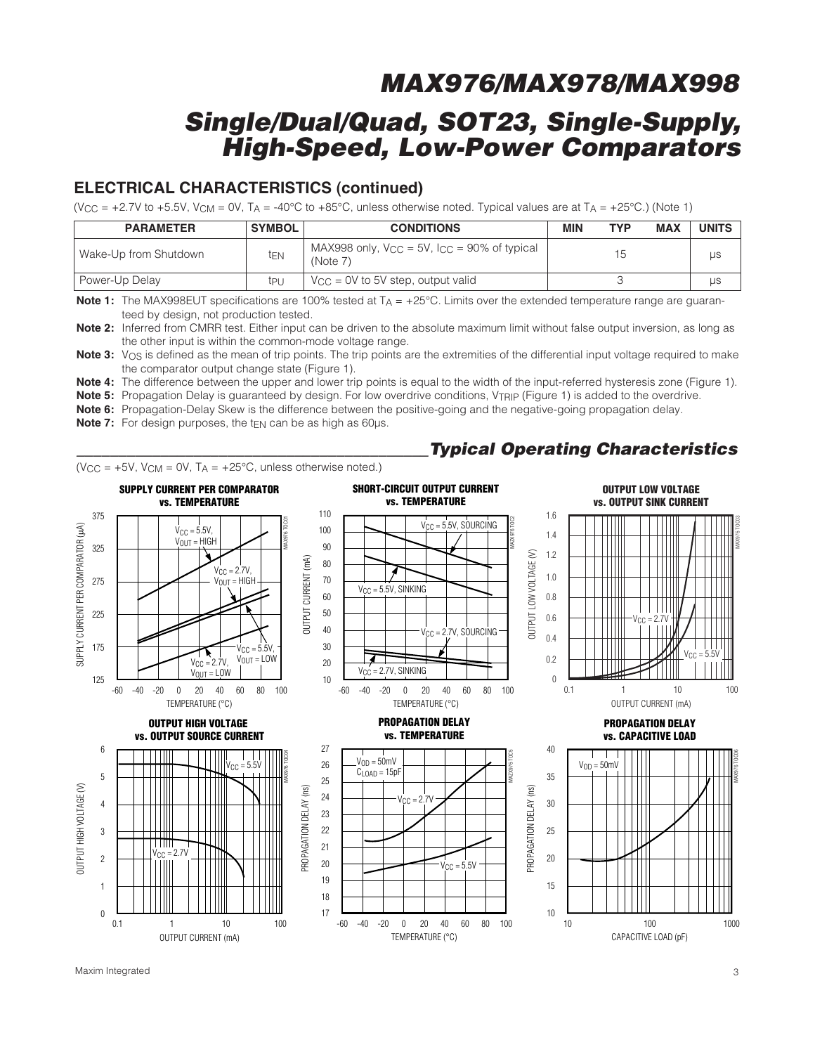## ELECTRICAL CHARACTERISTICS (continued)

($V_{CC}$ = +2.7V to +5.5V, $V_{CM}$ = 0V, $T_A$ = -40°C to +85°C, unless otherwise noted. Typical values are at $T_A$ = +25°C.) (Note 1)

| PARAMETER | SYMBOL | CONDITIONS | MIN | TYP | MAX | UNITS |
|---|---|---|---|---|---|---|
| Wake-Up from Shutdown | $t_{EN}$ | MAX998 only, $V_{CC}$ = 5V, $I_{CC}$ = 90% of typical (Note 7) | | 15 | | µs |
| Power-Up Delay | $t_{PU}$ | $V_{CC}$ = 0V to 5V step, output valid | | 3 | | µs |

**Note 1:** The MAX998EUT specifications are 100% tested at $T_A$ = +25°C. Limits over the extended temperature range are guaranteed by design, not production tested.

**Note 2:** Inferred from CMRR test. Either input can be driven to the absolute maximum limit without false output inversion, as long as the other input is within the common-mode voltage range.

**Note 3:** $V_{OS}$ is defined as the mean of trip points. The trip points are the extremities of the differential input voltage required to make the comparator output change state (Figure 1).

**Note 4:** The difference between the upper and lower trip points is equal to the width of the input-referred hysteresis zone (Figure 1).

**Note 5:** Propagation Delay is guaranteed by design. For low overdrive conditions, $V_{TRIP}$ (Figure 1) is added to the overdrive.

**Note 6:** Propagation-Delay Skew is the difference between the positive-going and the negative-going propagation delay.

**Note 7:** For design purposes, the $t_{EN}$ can be as high as 60µs.

## Typical Operating Characteristics

($V_{CC}$ = +5V, $V_{CM}$ = 0V, $T_A$ = +25°C, unless otherwise noted.)

**SUPPLY CURRENT PER COMPARATOR vs. TEMPERATURE**

**SHORT-CIRCUIT OUTPUT CURRENT vs. TEMPERATURE**

**OUTPUT LOW VOLTAGE vs. OUTPUT SINK CURRENT**

**OUTPUT HIGH VOLTAGE vs. OUTPUT SOURCE CURRENT**

**PROPAGATION DELAY vs. TEMPERATURE**

**PROPAGATION DELAY vs. CAPACITIVE LOAD**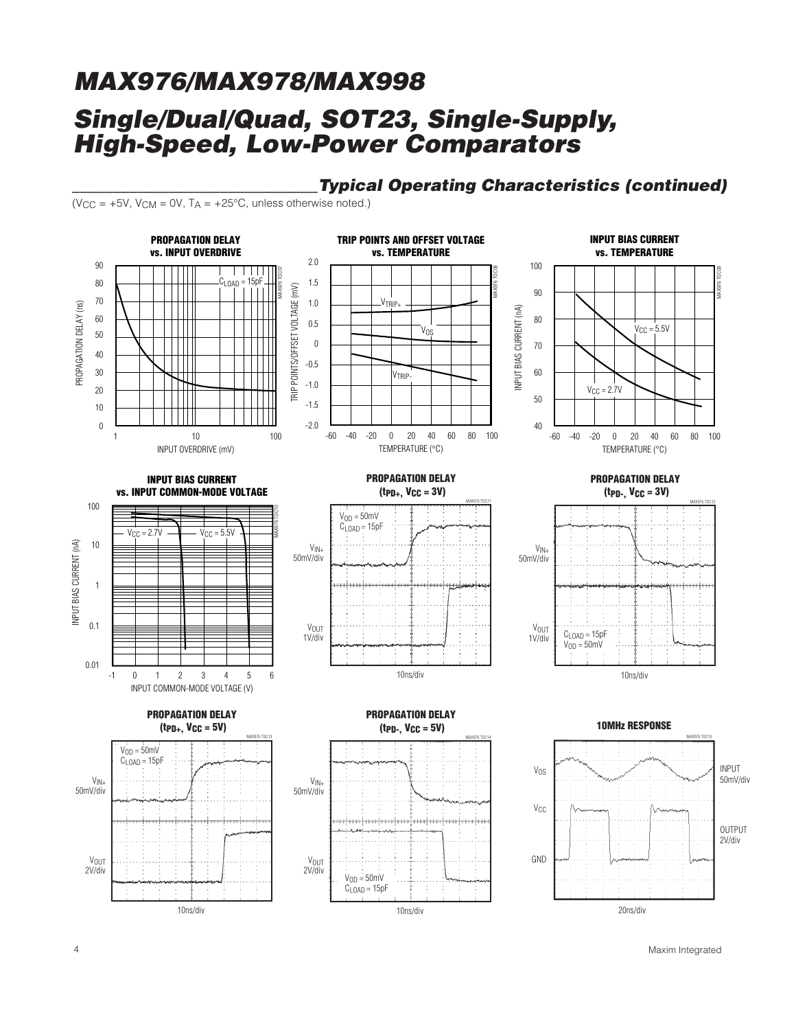## Typical Operating Characteristics (continued)

($V_{CC}$ = +5V, $V_{CM}$ = 0V, $T_A$ = +25°C, unless otherwise noted.)

**PROPAGATION DELAY vs. INPUT OVERDRIVE**

**TRIP POINTS AND OFFSET VOLTAGE vs. TEMPERATURE**

**INPUT BIAS CURRENT vs. TEMPERATURE**

**INPUT BIAS CURRENT vs. INPUT COMMON-MODE VOLTAGE**

**PROPAGATION DELAY ($t_{PD+}$, $V_{CC}$ = 3V)**

**PROPAGATION DELAY ($t_{PD-}$, $V_{CC}$ = 3V)**

**PROPAGATION DELAY ($t_{PD+}$, $V_{CC}$ = 5V)**

**PROPAGATION DELAY ($t_{PD-}$, $V_{CC}$ = 5V)**

**10MHz RESPONSE**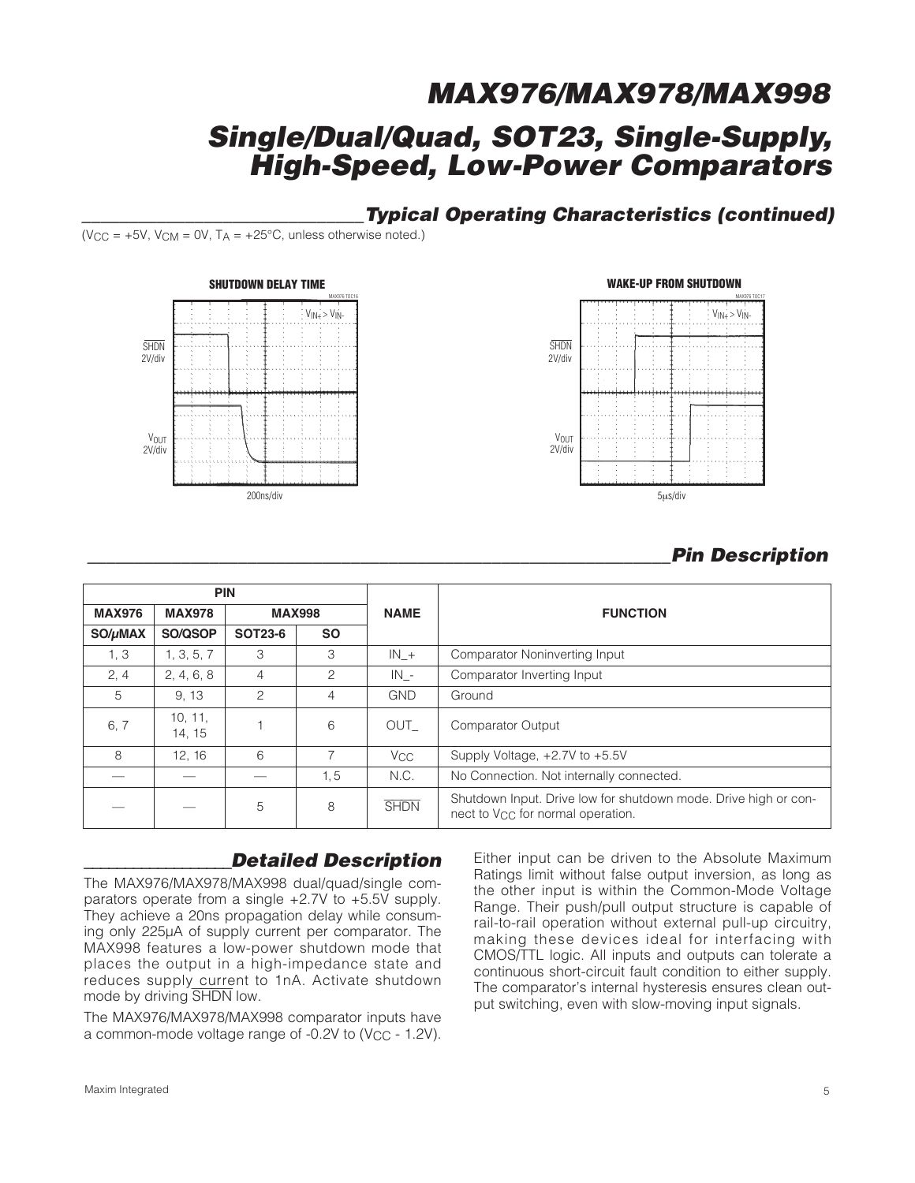## Typical Operating Characteristics (continued)

($V_{CC}$ = +5V, $V_{CM}$ = 0V, $T_A$ = +25°C, unless otherwise noted.)

## Pin Description

| PIN | | | | NAME | FUNCTION |
|---|---|---|---|---|---|
| MAX976 | MAX978 | MAX998 | | | |
| SO/μMAX | SO/QSOP | SOT23-6 | SO | | |
| 1, 3 | 1, 3, 5, 7 | 3 | 3 | IN_+ | Comparator Noninverting Input |
| 2, 4 | 2, 4, 6, 8 | 4 | 2 | IN_- | Comparator Inverting Input |
| 5 | 9, 13 | 2 | 4 | GND | Ground |
| 6, 7 | 10, 11, 14, 15 | 1 | 6 | OUT_ | Comparator Output |
| 8 | 12, 16 | 6 | 7 | $V_{CC}$ | Supply Voltage, +2.7V to +5.5V |
| — | — | — | 1, 5 | N.C. | No Connection. Not internally connected. |
| — | — | 5 | 8 | $\overline{SHDN}$ | Shutdown Input. Drive low for shutdown mode. Drive high or connect to $V_{CC}$ for normal operation. |

## Detailed Description

The MAX976/MAX978/MAX998 dual/quad/single comparators operate from a single +2.7V to +5.5V supply. They achieve a 20ns propagation delay while consuming only 225μA of supply current per comparator. The MAX998 features a low-power shutdown mode that places the output in a high-impedance state and reduces supply current to 1nA. Activate shutdown mode by driving $\overline{SHDN}$ low.

The MAX976/MAX978/MAX998 comparator inputs have a common-mode voltage range of -0.2V to ($V_{CC}$ - 1.2V). Either input can be driven to the Absolute Maximum Ratings limit without false output inversion, as long as the other input is within the Common-Mode Voltage Range. Their push/pull output structure is capable of rail-to-rail operation without external pull-up circuitry, making these devices ideal for interfacing with CMOS/TTL logic. All inputs and outputs can tolerate a continuous short-circuit fault condition to either supply. The comparator's internal hysteresis ensures clean output switching, even with slow-moving input signals.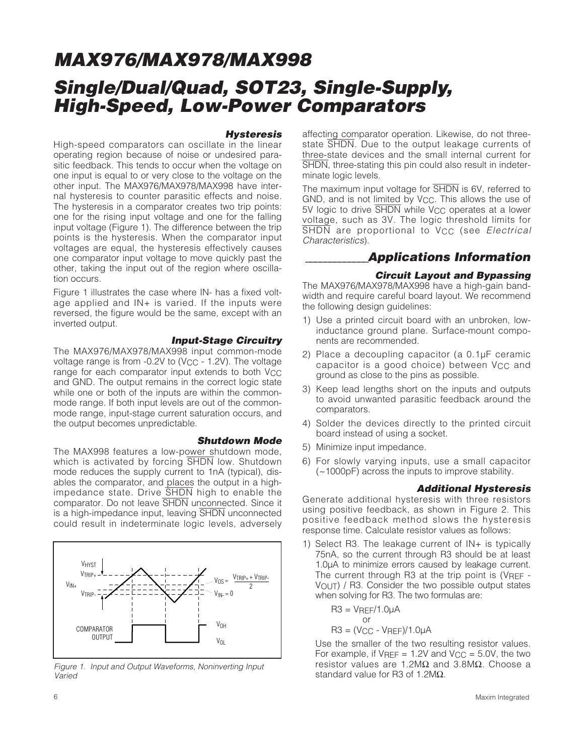## Hysteresis

High-speed comparators can oscillate in the linear operating region because of noise or undesired parasitic feedback. This tends to occur when the voltage on one input is equal to or very close to the voltage on the other input. The MAX976/MAX978/MAX998 have internal hysteresis to counter parasitic effects and noise. The hysteresis in a comparator creates two trip points: one for the rising input voltage and one for the falling input voltage (Figure 1). The difference between the trip points is the hysteresis. When the comparator input voltages are equal, the hysteresis effectively causes one comparator input voltage to move quickly past the other, taking the input out of the region where oscillation occurs.

Figure 1 illustrates the case where IN- has a fixed voltage applied and IN+ is varied. If the inputs were reversed, the figure would be the same, except with an inverted output.

## Input-Stage Circuitry

The MAX976/MAX978/MAX998 input common-mode voltage range is from -0.2V to ($V_{CC}$ - 1.2V). The voltage range for each comparator input extends to both $V_{CC}$ and GND. The output remains in the correct logic state while one or both of the inputs are within the common-mode range. If both input levels are out of the common-mode range, input-stage current saturation occurs, and the output becomes unpredictable.

## Shutdown Mode

The MAX998 features a low-power shutdown mode, which is activated by forcing $\overline{SHDN}$ low. Shutdown mode reduces the supply current to 1nA (typical), disables the comparator, and places the output in a high-impedance state. Drive $\overline{SHDN}$ high to enable the comparator. Do not leave $\overline{SHDN}$ unconnected. Since it is a high-impedance input, leaving $\overline{SHDN}$ unconnected could result in indeterminate logic levels, adversely affecting comparator operation. Likewise, do not three-state $\overline{SHDN}$. Due to the output leakage currents of three-state devices and the small internal current for $\overline{SHDN}$, three-stating this pin could also result in indeterminate logic levels.

The maximum input voltage for $\overline{SHDN}$ is 6V, referred to GND, and is not limited by $V_{CC}$. This allows the use of 5V logic to drive $\overline{SHDN}$ while $V_{CC}$ operates at a lower voltage, such as 3V. The logic threshold limits for $\overline{SHDN}$ are proportional to $V_{CC}$ (see *Electrical Characteristics*).

Figure 1. Input and Output Waveforms, Noninverting Input Varied

# Applications Information

## Circuit Layout and Bypassing

The MAX976/MAX978/MAX998 have a high-gain bandwidth and require careful board layout. We recommend the following design guidelines:

1) Use a printed circuit board with an unbroken, low-inductance ground plane. Surface-mount components are recommended.
2) Place a decoupling capacitor (a 0.1µF ceramic capacitor is a good choice) between $V_{CC}$ and ground as close to the pins as possible.
3) Keep lead lengths short on the inputs and outputs to avoid unwanted parasitic feedback around the comparators.
4) Solder the devices directly to the printed circuit board instead of using a socket.
5) Minimize input impedance.
6) For slowly varying inputs, use a small capacitor (~1000pF) across the inputs to improve stability.

## Additional Hysteresis

Generate additional hysteresis with three resistors using positive feedback, as shown in Figure 2. This positive feedback method slows the hysteresis response time. Calculate resistor values as follows:

1) Select R3. The leakage current of IN+ is typically 75nA, so the current through R3 should be at least 1.0µA to minimize errors caused by leakage current. The current through R3 at the trip point is ($V_{REF}$ - $V_{OUT}$) / R3. Consider the two possible output states when solving for R3. The two formulas are:

   $R3 = V_{REF}/1.0µA$

   or

   $R3 = (V_{CC} - V_{REF})/1.0µA$

   Use the smaller of the two resulting resistor values. For example, if $V_{REF}$ = 1.2V and $V_{CC}$ = 5.0V, the two resistor values are 1.2MΩ and 3.8MΩ. Choose a standard value for R3 of 1.2MΩ.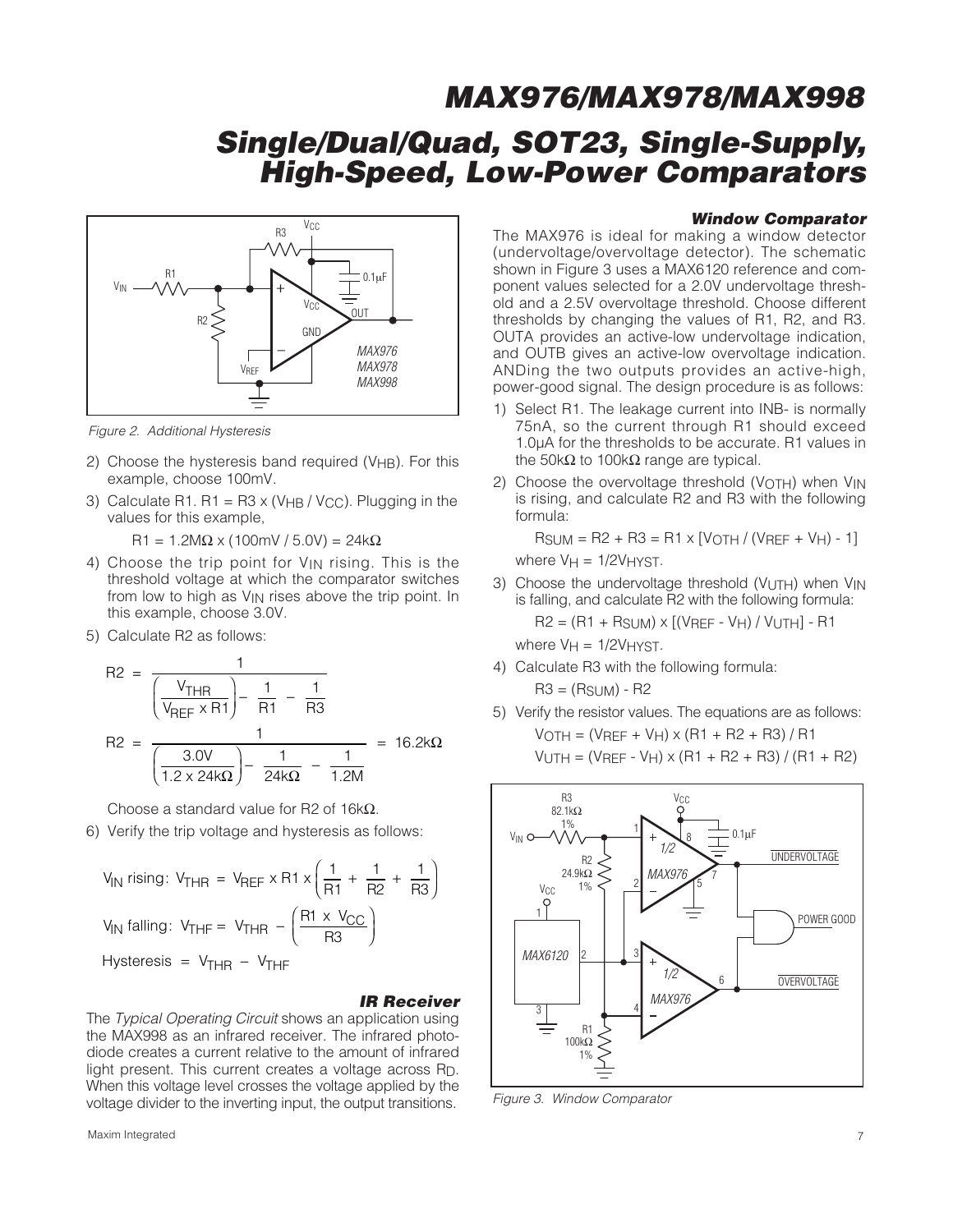Figure 2. Additional Hysteresis

2) Choose the hysteresis band required ($V_{HB}$). For this example, choose 100mV.
3) Calculate R1. $R1 = R3 \times (V_{HB} / V_{CC})$. Plugging in the values for this example,

   $R1 = 1.2M\Omega \times (100mV / 5.0V) = 24k\Omega$

4) Choose the trip point for $V_{IN}$ rising. This is the threshold voltage at which the comparator switches from low to high as $V_{IN}$ rises above the trip point. In this example, choose 3.0V.
5) Calculate R2 as follows:

$$R2 = \frac{1}{\left(\frac{V_{THR}}{V_{REF} \times R1}\right) - \frac{1}{R1} - \frac{1}{R3}}$$

$$R2 = \frac{1}{\left(\frac{3.0V}{1.2 \times 24k\Omega}\right) - \frac{1}{24k\Omega} - \frac{1}{1.2M}} = 16.2k\Omega$$

   Choose a standard value for R2 of 16kΩ.

6) Verify the trip voltage and hysteresis as follows:

$$V_{IN} \text{ rising: } V_{THR} = V_{REF} \times R1 \times \left(\frac{1}{R1} + \frac{1}{R2} + \frac{1}{R3}\right)$$

$$V_{IN} \text{ falling: } V_{THF} = V_{THR} - \left(\frac{R1 \times V_{CC}}{R3}\right)$$

$$\text{Hysteresis} = V_{THR} - V_{THF}$$

### IR Receiver

The *Typical Operating Circuit* shows an application using the MAX998 as an infrared receiver. The infrared photodiode creates a current relative to the amount of infrared light present. This current creates a voltage across $R_D$. When this voltage level crosses the voltage applied by the voltage divider to the inverting input, the output transitions.

### Window Comparator

The MAX976 is ideal for making a window detector (undervoltage/overvoltage detector). The schematic shown in Figure 3 uses a MAX6120 reference and component values selected for a 2.0V undervoltage threshold and a 2.5V overvoltage threshold. Choose different thresholds by changing the values of R1, R2, and R3. OUTA provides an active-low undervoltage indication, and OUTB gives an active-low overvoltage indication. ANDing the two outputs provides an active-high, power-good signal. The design procedure is as follows:

1) Select R1. The leakage current into INB- is normally 75nA, so the current through R1 should exceed 1.0µA for the thresholds to be accurate. R1 values in the 50kΩ to 100kΩ range are typical.
2) Choose the overvoltage threshold ($V_{OTH}$) when $V_{IN}$ is rising, and calculate R2 and R3 with the following formula:

   $R_{SUM} = R2 + R3 = R1 \times [V_{OTH} / (V_{REF} + V_H) - 1]$

   where $V_H = 1/2V_{HYST}$.

3) Choose the undervoltage threshold ($V_{UTH}$) when $V_{IN}$ is falling, and calculate R2 with the following formula:

   $R2 = (R1 + R_{SUM}) \times [(V_{REF} - V_H) / V_{UTH}] - R1$

   where $V_H = 1/2V_{HYST}$.

4) Calculate R3 with the following formula:

   $R3 = (R_{SUM}) - R2$

5) Verify the resistor values. The equations are as follows:

   $V_{OTH} = (V_{REF} + V_H) \times (R1 + R2 + R3) / R1$

   $V_{UTH} = (V_{REF} - V_H) \times (R1 + R2 + R3) / (R1 + R2)$

Figure 3. Window Comparator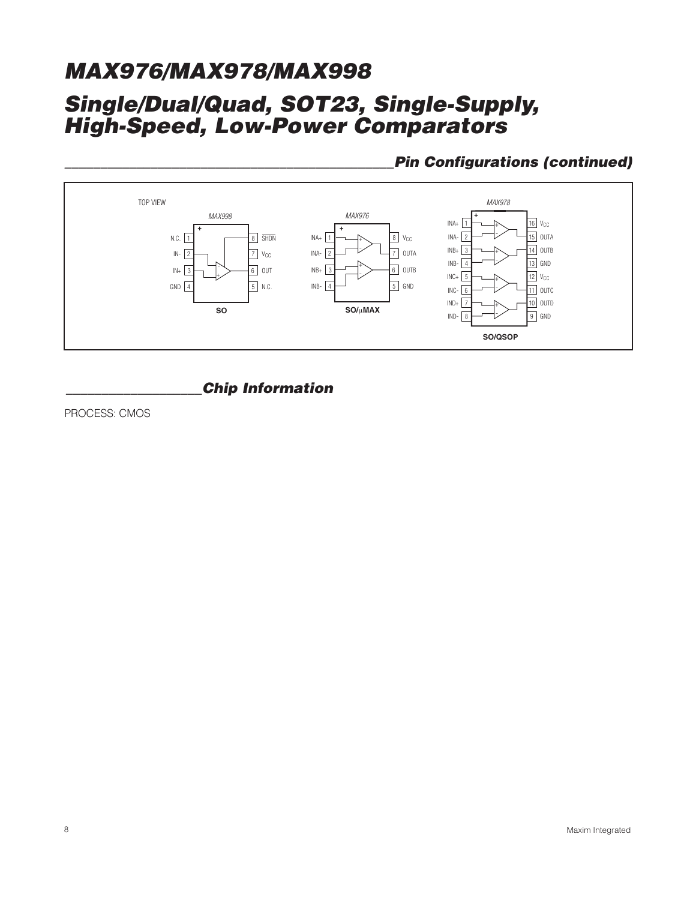## Pin Configurations (continued)

TOP VIEW

**MAX998 (SO)**

| Pin | Name | Pin | Name |
|---|---|---|---|
| 1 | N.C. | 8 | SHDN |
| 2 | IN- | 7 | $V_{CC}$ |
| 3 | IN+ | 6 | OUT |
| 4 | GND | 5 | N.C. |

**MAX976 (SO/μMAX)**

| Pin | Name | Pin | Name |
|---|---|---|---|
| 1 | INA+ | 8 | $V_{CC}$ |
| 2 | INA- | 7 | OUTA |
| 3 | INB+ | 6 | OUTB |
| 4 | INB- | 5 | GND |

**MAX978 (SO/QSOP)**

| Pin | Name | Pin | Name |
|---|---|---|---|
| 1 | INA+ | 16 | $V_{CC}$ |
| 2 | INA- | 15 | OUTA |
| 3 | INB+ | 14 | OUTB |
| 4 | INB- | 13 | GND |
| 5 | INC+ | 12 | $V_{CC}$ |
| 6 | INC- | 11 | OUTC |
| 7 | IND+ | 10 | OUTD |
| 8 | IND- | 9 | GND |

## Chip Information

PROCESS: CMOS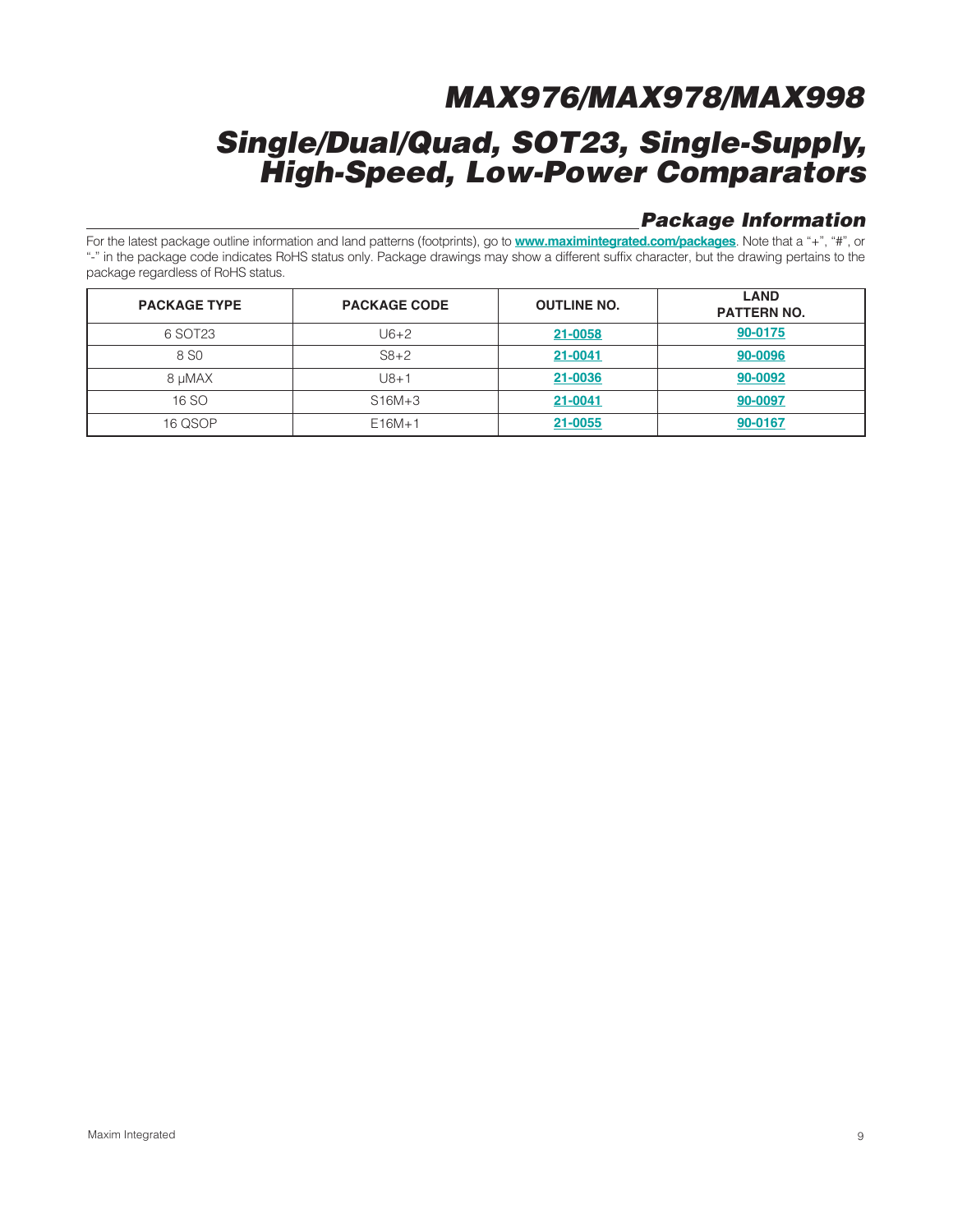## Package Information

For the latest package outline information and land patterns (footprints), go to **www.maximintegrated.com/packages**. Note that a "+", "#", or "-" in the package code indicates RoHS status only. Package drawings may show a different suffix character, but the drawing pertains to the package regardless of RoHS status.

| PACKAGE TYPE | PACKAGE CODE | OUTLINE NO. | LAND PATTERN NO. |
|---|---|---|---|
| 6 SOT23 | U6+2 | 21-0058 | 90-0175 |
| 8 S0 | S8+2 | 21-0041 | 90-0096 |
| 8 µMAX | U8+1 | 21-0036 | 90-0092 |
| 16 SO | S16M+3 | 21-0041 | 90-0097 |
| 16 QSOP | E16M+1 | 21-0055 | 90-0167 |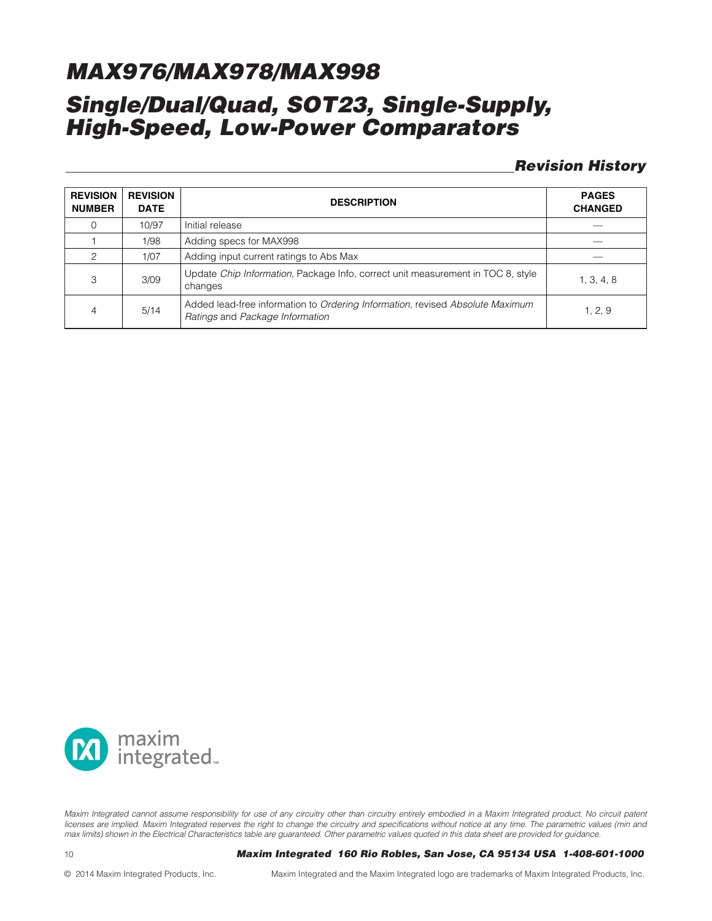## Revision History

| REVISION NUMBER | REVISION DATE | DESCRIPTION | PAGES CHANGED |
|---|---|---|---|
| 0 | 10/97 | Initial release | — |
| 1 | 1/98 | Adding specs for MAX998 | — |
| 2 | 1/07 | Adding input current ratings to Abs Max | — |
| 3 | 3/09 | Update *Chip Information*, Package Info, correct unit measurement in TOC 8, style changes | 1, 3, 4, 8 |
| 4 | 5/14 | Added lead-free information to *Ordering Information*, revised *Absolute Maximum Ratings* and *Package Information* | 1, 2, 9 |

*Maxim Integrated cannot assume responsibility for use of any circuitry other than circuitry entirely embodied in a Maxim Integrated product. No circuit patent licenses are implied. Maxim Integrated reserves the right to change the circuitry and specifications without notice at any time. The parametric values (min and max limits) shown in the Electrical Characteristics table are guaranteed. Other parametric values quoted in this data sheet are provided for guidance.*

***Maxim Integrated 160 Rio Robles, San Jose, CA 95134 USA 1-408-601-1000***

© 2014 Maxim Integrated Products, Inc. Maxim Integrated and the Maxim Integrated logo are trademarks of Maxim Integrated Products, Inc.